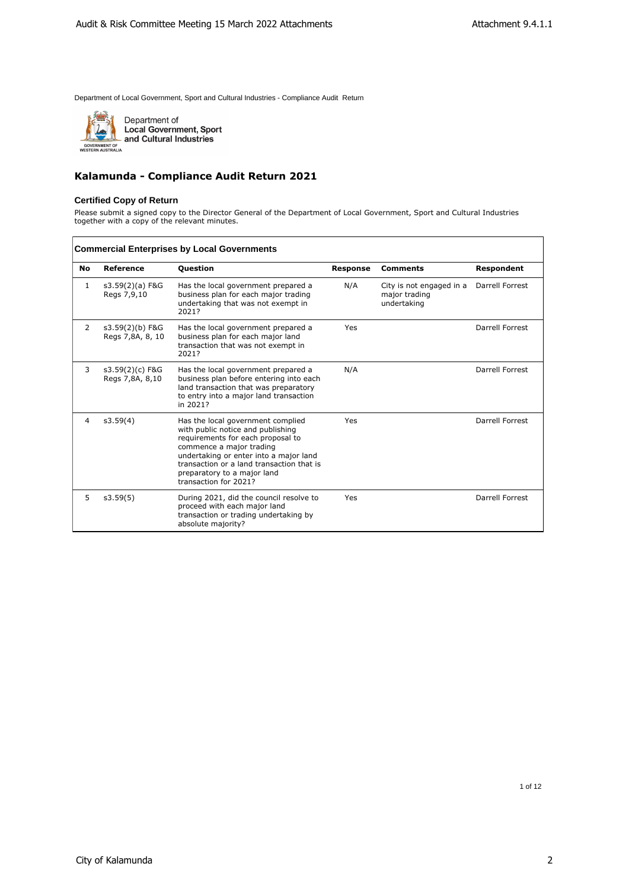Department of Local Government, Sport and Cultural Industries - Compliance Audit Return

Department of
**Local Government, Sport and Cultural Industries**

GOVERNMENT OF WESTERN AUSTRALIA

# Kalamunda - Compliance Audit Return 2021

### Certified Copy of Return

Please submit a signed copy to the Director General of the Department of Local Government, Sport and Cultural Industries together with a copy of the relevant minutes.

## Commercial Enterprises by Local Governments

| No | Reference | Question | Response | Comments | Respondent |
|---|---|---|---|---|---|
| 1 | s3.59(2)(a) F&G Regs 7,9,10 | Has the local government prepared a business plan for each major trading undertaking that was not exempt in 2021? | N/A | City is not engaged in a major trading undertaking | Darrell Forrest |
| 2 | s3.59(2)(b) F&G Regs 7,8A, 8, 10 | Has the local government prepared a business plan for each major land transaction that was not exempt in 2021? | Yes | | Darrell Forrest |
| 3 | s3.59(2)(c) F&G Regs 7,8A, 8,10 | Has the local government prepared a business plan before entering into each land transaction that was preparatory to entry into a major land transaction in 2021? | N/A | | Darrell Forrest |
| 4 | s3.59(4) | Has the local government complied with public notice and publishing requirements for each proposal to commence a major trading undertaking or enter into a major land transaction or a land transaction that is preparatory to a major land transaction for 2021? | Yes | | Darrell Forrest |
| 5 | s3.59(5) | During 2021, did the council resolve to proceed with each major land transaction or trading undertaking by absolute majority? | Yes | | Darrell Forrest |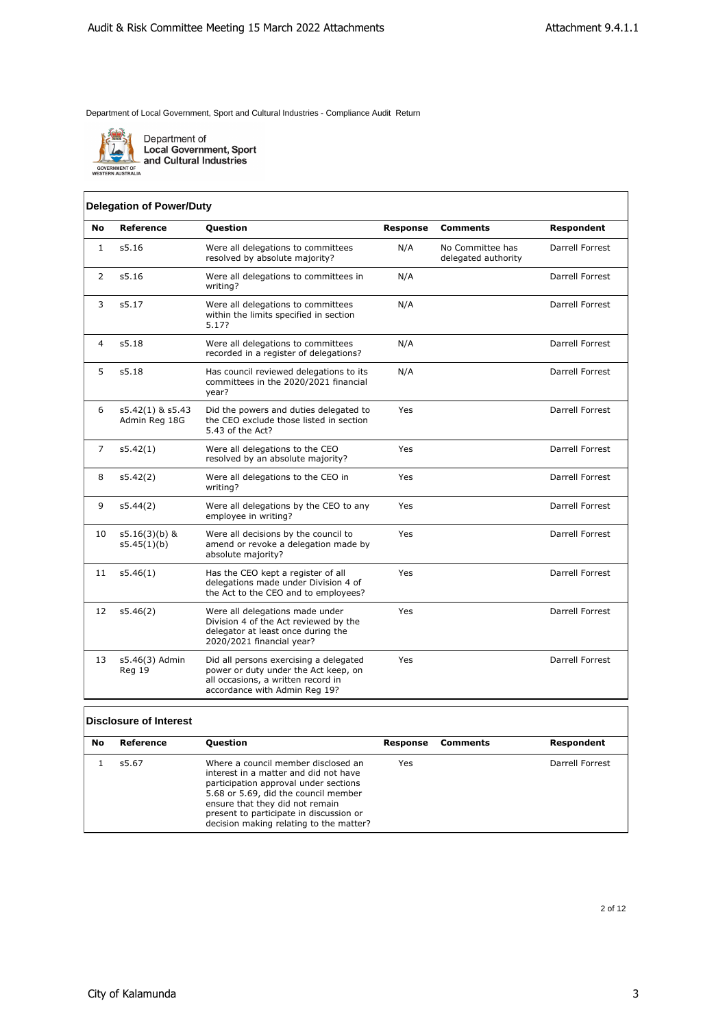Department of Local Government, Sport and Cultural Industries - Compliance Audit Return

Department of Local Government, Sport and Cultural Industries

GOVERNMENT OF WESTERN AUSTRALIA

## Delegation of Power/Duty

| No | Reference | Question | Response | Comments | Respondent |
|---|---|---|---|---|---|
| 1 | s5.16 | Were all delegations to committees resolved by absolute majority? | N/A | No Committee has delegated authority | Darrell Forrest |
| 2 | s5.16 | Were all delegations to committees in writing? | N/A | | Darrell Forrest |
| 3 | s5.17 | Were all delegations to committees within the limits specified in section 5.17? | N/A | | Darrell Forrest |
| 4 | s5.18 | Were all delegations to committees recorded in a register of delegations? | N/A | | Darrell Forrest |
| 5 | s5.18 | Has council reviewed delegations to its committees in the 2020/2021 financial year? | N/A | | Darrell Forrest |
| 6 | s5.42(1) & s5.43 Admin Reg 18G | Did the powers and duties delegated to the CEO exclude those listed in section 5.43 of the Act? | Yes | | Darrell Forrest |
| 7 | s5.42(1) | Were all delegations to the CEO resolved by an absolute majority? | Yes | | Darrell Forrest |
| 8 | s5.42(2) | Were all delegations to the CEO in writing? | Yes | | Darrell Forrest |
| 9 | s5.44(2) | Were all delegations by the CEO to any employee in writing? | Yes | | Darrell Forrest |
| 10 | s5.16(3)(b) & s5.45(1)(b) | Were all decisions by the council to amend or revoke a delegation made by absolute majority? | Yes | | Darrell Forrest |
| 11 | s5.46(1) | Has the CEO kept a register of all delegations made under Division 4 of the Act to the CEO and to employees? | Yes | | Darrell Forrest |
| 12 | s5.46(2) | Were all delegations made under Division 4 of the Act reviewed by the delegator at least once during the 2020/2021 financial year? | Yes | | Darrell Forrest |
| 13 | s5.46(3) Admin Reg 19 | Did all persons exercising a delegated power or duty under the Act keep, on all occasions, a written record in accordance with Admin Reg 19? | Yes | | Darrell Forrest |

## Disclosure of Interest

| No | Reference | Question | Response | Comments | Respondent |
|---|---|---|---|---|---|
| 1 | s5.67 | Where a council member disclosed an interest in a matter and did not have participation approval under sections 5.68 or 5.69, did the council member ensure that they did not remain present to participate in discussion or decision making relating to the matter? | Yes | | Darrell Forrest |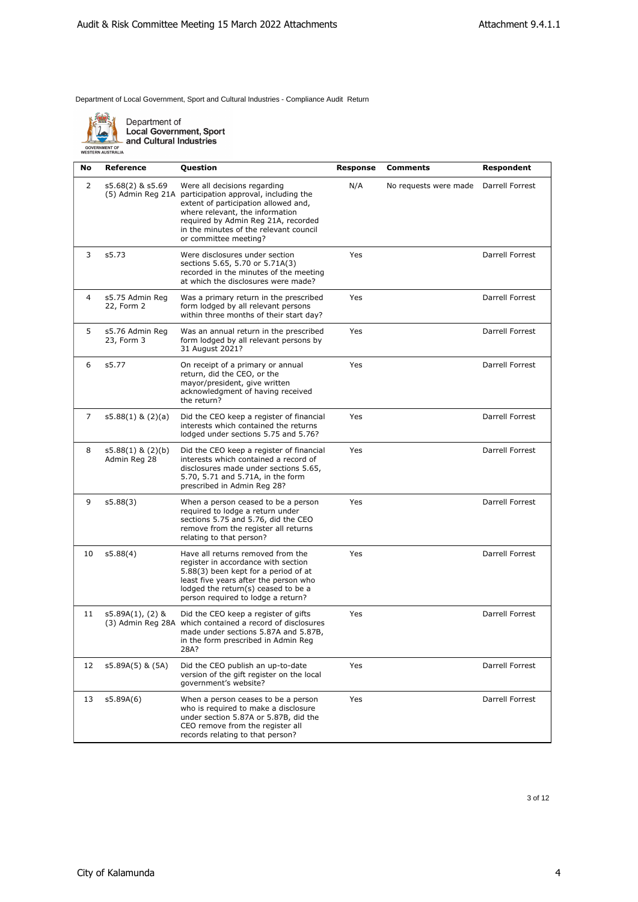Department of Local Government, Sport and Cultural Industries - Compliance Audit Return

Department of
**Local Government, Sport and Cultural Industries**

GOVERNMENT OF WESTERN AUSTRALIA

| No | Reference | Question | Response | Comments | Respondent |
|---|---|---|---|---|---|
| 2 | s5.68(2) & s5.69 (5) Admin Reg 21A | Were all decisions regarding participation approval, including the extent of participation allowed and, where relevant, the information required by Admin Reg 21A, recorded in the minutes of the relevant council or committee meeting? | N/A | No requests were made | Darrell Forrest |
| 3 | s5.73 | Were disclosures under section sections 5.65, 5.70 or 5.71A(3) recorded in the minutes of the meeting at which the disclosures were made? | Yes | | Darrell Forrest |
| 4 | s5.75 Admin Reg 22, Form 2 | Was a primary return in the prescribed form lodged by all relevant persons within three months of their start day? | Yes | | Darrell Forrest |
| 5 | s5.76 Admin Reg 23, Form 3 | Was an annual return in the prescribed form lodged by all relevant persons by 31 August 2021? | Yes | | Darrell Forrest |
| 6 | s5.77 | On receipt of a primary or annual return, did the CEO, or the mayor/president, give written acknowledgment of having received the return? | Yes | | Darrell Forrest |
| 7 | s5.88(1) & (2)(a) | Did the CEO keep a register of financial interests which contained the returns lodged under sections 5.75 and 5.76? | Yes | | Darrell Forrest |
| 8 | s5.88(1) & (2)(b) Admin Reg 28 | Did the CEO keep a register of financial interests which contained a record of disclosures made under sections 5.65, 5.70, 5.71 and 5.71A, in the form prescribed in Admin Reg 28? | Yes | | Darrell Forrest |
| 9 | s5.88(3) | When a person ceased to be a person required to lodge a return under sections 5.75 and 5.76, did the CEO remove from the register all returns relating to that person? | Yes | | Darrell Forrest |
| 10 | s5.88(4) | Have all returns removed from the register in accordance with section 5.88(3) been kept for a period of at least five years after the person who lodged the return(s) ceased to be a person required to lodge a return? | Yes | | Darrell Forrest |
| 11 | s5.89A(1), (2) & (3) Admin Reg 28A | Did the CEO keep a register of gifts which contained a record of disclosures made under sections 5.87A and 5.87B, in the form prescribed in Admin Reg 28A? | Yes | | Darrell Forrest |
| 12 | s5.89A(5) & (5A) | Did the CEO publish an up-to-date version of the gift register on the local government's website? | Yes | | Darrell Forrest |
| 13 | s5.89A(6) | When a person ceases to be a person who is required to make a disclosure under section 5.87A or 5.87B, did the CEO remove from the register all records relating to that person? | Yes | | Darrell Forrest |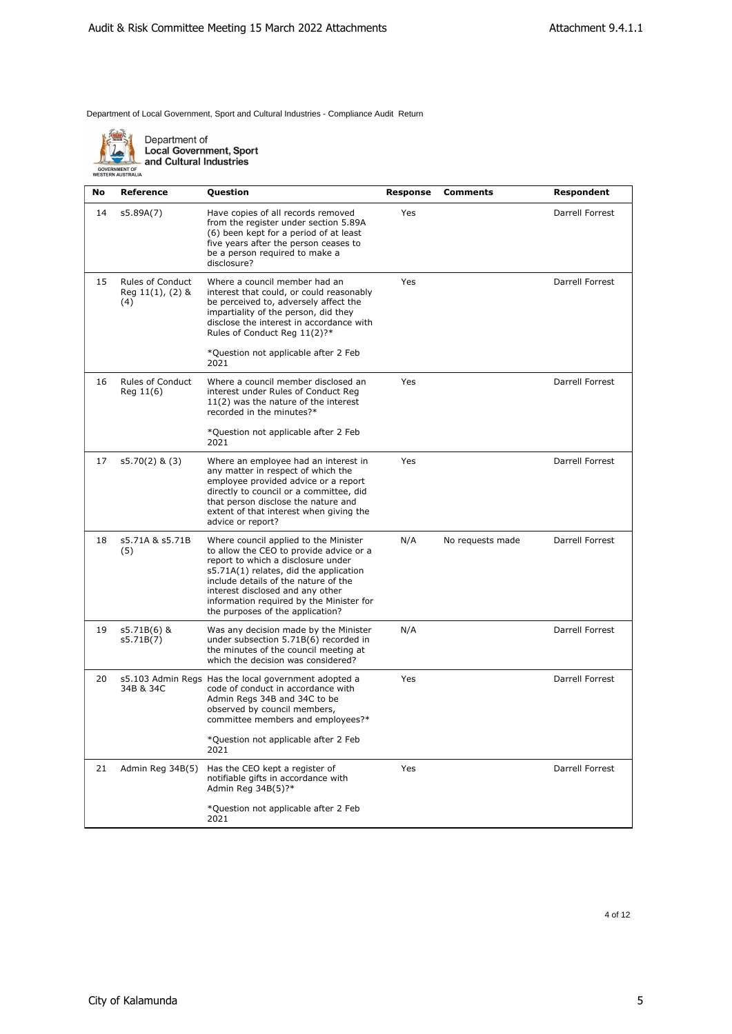Department of Local Government, Sport and Cultural Industries - Compliance Audit Return

Department of Local Government, Sport and Cultural Industries

| No | Reference | Question | Response | Comments | Respondent |
|---|---|---|---|---|---|
| 14 | s5.89A(7) | Have copies of all records removed from the register under section 5.89A (6) been kept for a period of at least five years after the person ceases to be a person required to make a disclosure? | Yes | | Darrell Forrest |
| 15 | Rules of Conduct Reg 11(1), (2) & (4) | Where a council member had an interest that could, or could reasonably be perceived to, adversely affect the impartiality of the person, did they disclose the interest in accordance with Rules of Conduct Reg 11(2)?* <br><br> *Question not applicable after 2 Feb 2021 | Yes | | Darrell Forrest |
| 16 | Rules of Conduct Reg 11(6) | Where a council member disclosed an interest under Rules of Conduct Reg 11(2) was the nature of the interest recorded in the minutes?* <br><br> *Question not applicable after 2 Feb 2021 | Yes | | Darrell Forrest |
| 17 | s5.70(2) & (3) | Where an employee had an interest in any matter in respect of which the employee provided advice or a report directly to council or a committee, did that person disclose the nature and extent of that interest when giving the advice or report? | Yes | | Darrell Forrest |
| 18 | s5.71A & s5.71B (5) | Where council applied to the Minister to allow the CEO to provide advice or a report to which a disclosure under s5.71A(1) relates, did the application include details of the nature of the interest disclosed and any other information required by the Minister for the purposes of the application? | N/A | No requests made | Darrell Forrest |
| 19 | s5.71B(6) & s5.71B(7) | Was any decision made by the Minister under subsection 5.71B(6) recorded in the minutes of the council meeting at which the decision was considered? | N/A | | Darrell Forrest |
| 20 | s5.103 Admin Regs 34B & 34C | Has the local government adopted a code of conduct in accordance with Admin Regs 34B and 34C to be observed by council members, committee members and employees?* <br><br> *Question not applicable after 2 Feb 2021 | Yes | | Darrell Forrest |
| 21 | Admin Reg 34B(5) | Has the CEO kept a register of notifiable gifts in accordance with Admin Reg 34B(5)?* <br><br> *Question not applicable after 2 Feb 2021 | Yes | | Darrell Forrest |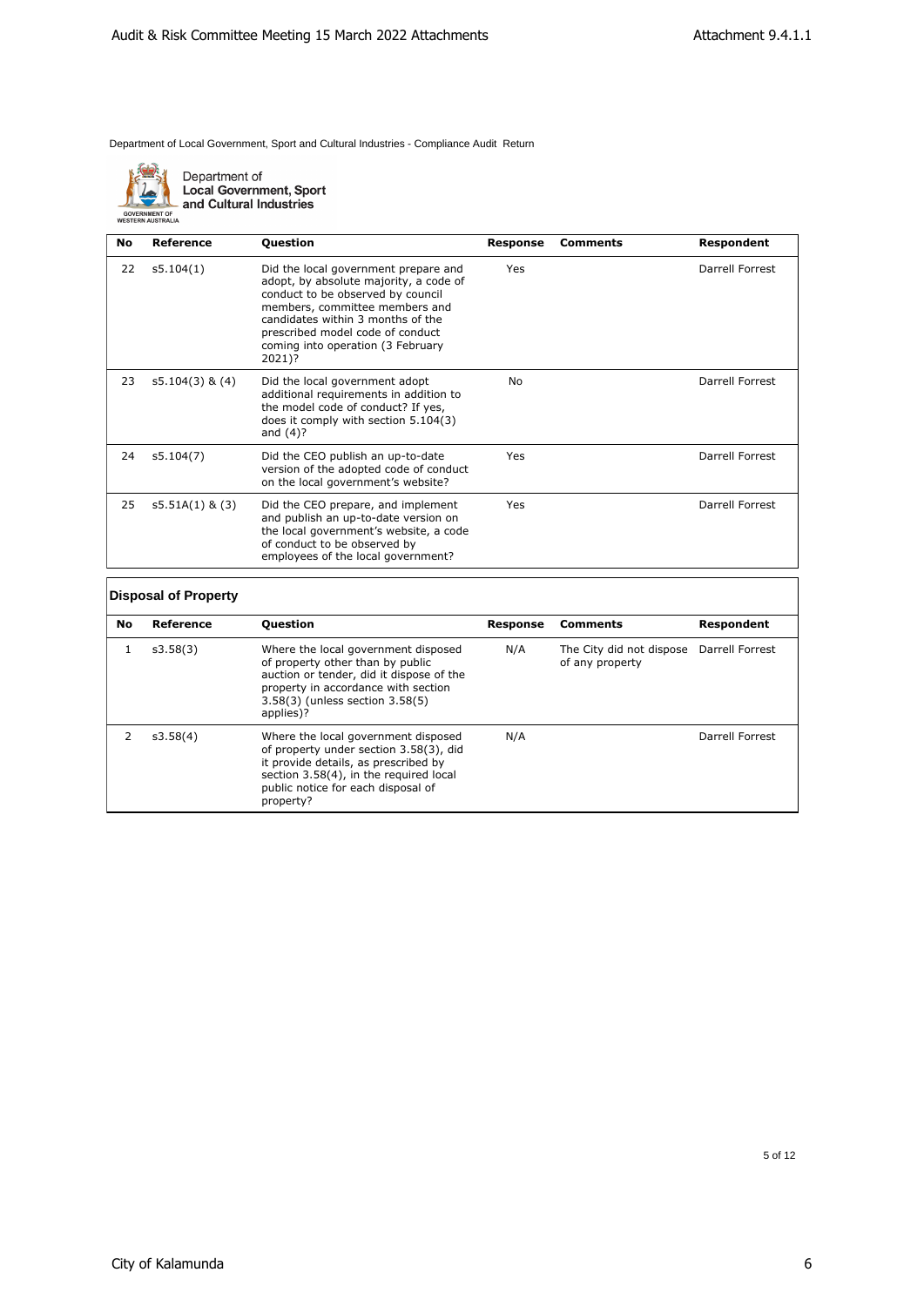Department of Local Government, Sport and Cultural Industries - Compliance Audit Return

Department of
**Local Government, Sport and Cultural Industries**

GOVERNMENT OF WESTERN AUSTRALIA

| No | Reference | Question | Response | Comments | Respondent |
|---|---|---|---|---|---|
| 22 | s5.104(1) | Did the local government prepare and adopt, by absolute majority, a code of conduct to be observed by council members, committee members and candidates within 3 months of the prescribed model code of conduct coming into operation (3 February 2021)? | Yes | | Darrell Forrest |
| 23 | s5.104(3) & (4) | Did the local government adopt additional requirements in addition to the model code of conduct? If yes, does it comply with section 5.104(3) and (4)? | No | | Darrell Forrest |
| 24 | s5.104(7) | Did the CEO publish an up-to-date version of the adopted code of conduct on the local government's website? | Yes | | Darrell Forrest |
| 25 | s5.51A(1) & (3) | Did the CEO prepare, and implement and publish an up-to-date version on the local government's website, a code of conduct to be observed by employees of the local government? | Yes | | Darrell Forrest |

### Disposal of Property

| No | Reference | Question | Response | Comments | Respondent |
|---|---|---|---|---|---|
| 1 | s3.58(3) | Where the local government disposed of property other than by public auction or tender, did it dispose of the property in accordance with section 3.58(3) (unless section 3.58(5) applies)? | N/A | The City did not dispose of any property | Darrell Forrest |
| 2 | s3.58(4) | Where the local government disposed of property under section 3.58(3), did it provide details, as prescribed by section 3.58(4), in the required local public notice for each disposal of property? | N/A | | Darrell Forrest |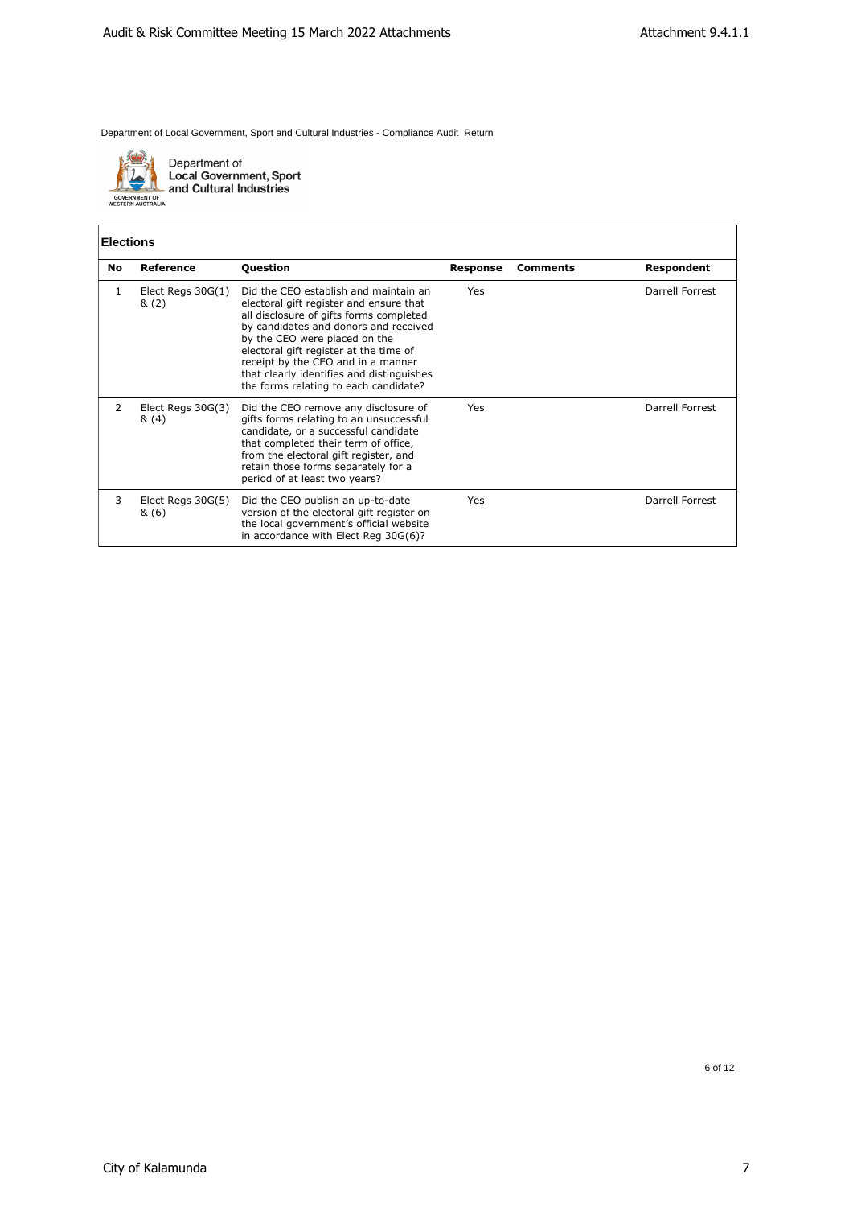Department of Local Government, Sport and Cultural Industries - Compliance Audit Return

Department of
**Local Government, Sport and Cultural Industries**

GOVERNMENT OF WESTERN AUSTRALIA

## Elections

| No | Reference | Question | Response | Comments | Respondent |
|---|---|---|---|---|---|
| 1 | Elect Regs 30G(1) & (2) | Did the CEO establish and maintain an electoral gift register and ensure that all disclosure of gifts forms completed by candidates and donors and received by the CEO were placed on the electoral gift register at the time of receipt by the CEO and in a manner that clearly identifies and distinguishes the forms relating to each candidate? | Yes | | Darrell Forrest |
| 2 | Elect Regs 30G(3) & (4) | Did the CEO remove any disclosure of gifts forms relating to an unsuccessful candidate, or a successful candidate that completed their term of office, from the electoral gift register, and retain those forms separately for a period of at least two years? | Yes | | Darrell Forrest |
| 3 | Elect Regs 30G(5) & (6) | Did the CEO publish an up-to-date version of the electoral gift register on the local government's official website in accordance with Elect Reg 30G(6)? | Yes | | Darrell Forrest |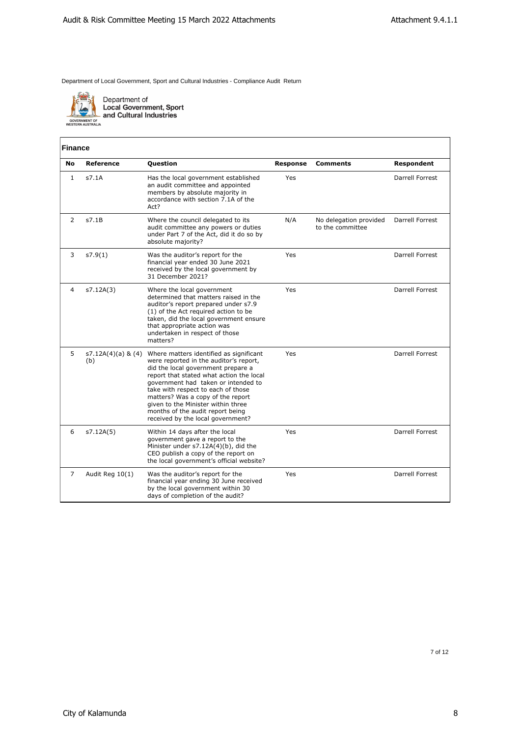Department of Local Government, Sport and Cultural Industries - Compliance Audit Return

Department of Local Government, Sport and Cultural Industries

## Finance

| No | Reference | Question | Response | Comments | Respondent |
|---|---|---|---|---|---|
| 1 | s7.1A | Has the local government established an audit committee and appointed members by absolute majority in accordance with section 7.1A of the Act? | Yes | | Darrell Forrest |
| 2 | s7.1B | Where the council delegated to its audit committee any powers or duties under Part 7 of the Act, did it do so by absolute majority? | N/A | No delegation provided to the committee | Darrell Forrest |
| 3 | s7.9(1) | Was the auditor's report for the financial year ended 30 June 2021 received by the local government by 31 December 2021? | Yes | | Darrell Forrest |
| 4 | s7.12A(3) | Where the local government determined that matters raised in the auditor's report prepared under s7.9 (1) of the Act required action to be taken, did the local government ensure that appropriate action was undertaken in respect of those matters? | Yes | | Darrell Forrest |
| 5 | s7.12A(4)(a) & (4)(b) | Where matters identified as significant were reported in the auditor's report, did the local government prepare a report that stated what action the local government had taken or intended to take with respect to each of those matters? Was a copy of the report given to the Minister within three months of the audit report being received by the local government? | Yes | | Darrell Forrest |
| 6 | s7.12A(5) | Within 14 days after the local government gave a report to the Minister under s7.12A(4)(b), did the CEO publish a copy of the report on the local government's official website? | Yes | | Darrell Forrest |
| 7 | Audit Reg 10(1) | Was the auditor's report for the financial year ending 30 June received by the local government within 30 days of completion of the audit? | Yes | | Darrell Forrest |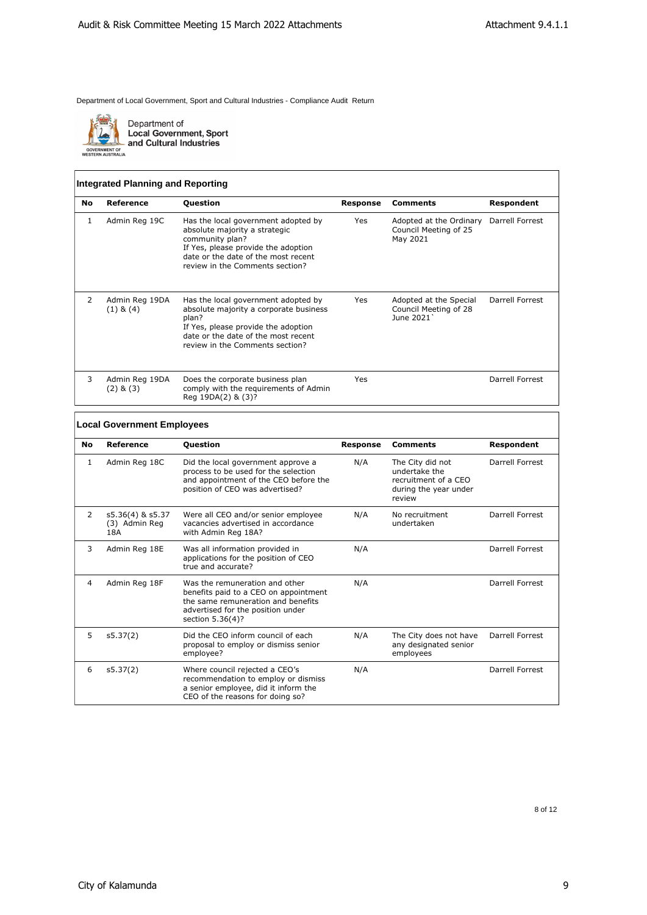Department of Local Government, Sport and Cultural Industries - Compliance Audit Return

Department of Local Government, Sport and Cultural Industries

### Integrated Planning and Reporting

| No | Reference | Question | Response | Comments | Respondent |
|---|---|---|---|---|---|
| 1 | Admin Reg 19C | Has the local government adopted by absolute majority a strategic community plan? If Yes, please provide the adoption date or the date of the most recent review in the Comments section? | Yes | Adopted at the Ordinary Council Meeting of 25 May 2021 | Darrell Forrest |
| 2 | Admin Reg 19DA (1) & (4) | Has the local government adopted by absolute majority a corporate business plan? If Yes, please provide the adoption date or the date of the most recent review in the Comments section? | Yes | Adopted at the Special Council Meeting of 28 June 2021` | Darrell Forrest |
| 3 | Admin Reg 19DA (2) & (3) | Does the corporate business plan comply with the requirements of Admin Reg 19DA(2) & (3)? | Yes | | Darrell Forrest |

### Local Government Employees

| No | Reference | Question | Response | Comments | Respondent |
|---|---|---|---|---|---|
| 1 | Admin Reg 18C | Did the local government approve a process to be used for the selection and appointment of the CEO before the position of CEO was advertised? | N/A | The City did not undertake the recruitment of a CEO during the year under review | Darrell Forrest |
| 2 | s5.36(4) & s5.37 (3) Admin Reg 18A | Were all CEO and/or senior employee vacancies advertised in accordance with Admin Reg 18A? | N/A | No recruitment undertaken | Darrell Forrest |
| 3 | Admin Reg 18E | Was all information provided in applications for the position of CEO true and accurate? | N/A | | Darrell Forrest |
| 4 | Admin Reg 18F | Was the remuneration and other benefits paid to a CEO on appointment the same remuneration and benefits advertised for the position under section 5.36(4)? | N/A | | Darrell Forrest |
| 5 | s5.37(2) | Did the CEO inform council of each proposal to employ or dismiss senior employee? | N/A | The City does not have any designated senior employees | Darrell Forrest |
| 6 | s5.37(2) | Where council rejected a CEO's recommendation to employ or dismiss a senior employee, did it inform the CEO of the reasons for doing so? | N/A | | Darrell Forrest |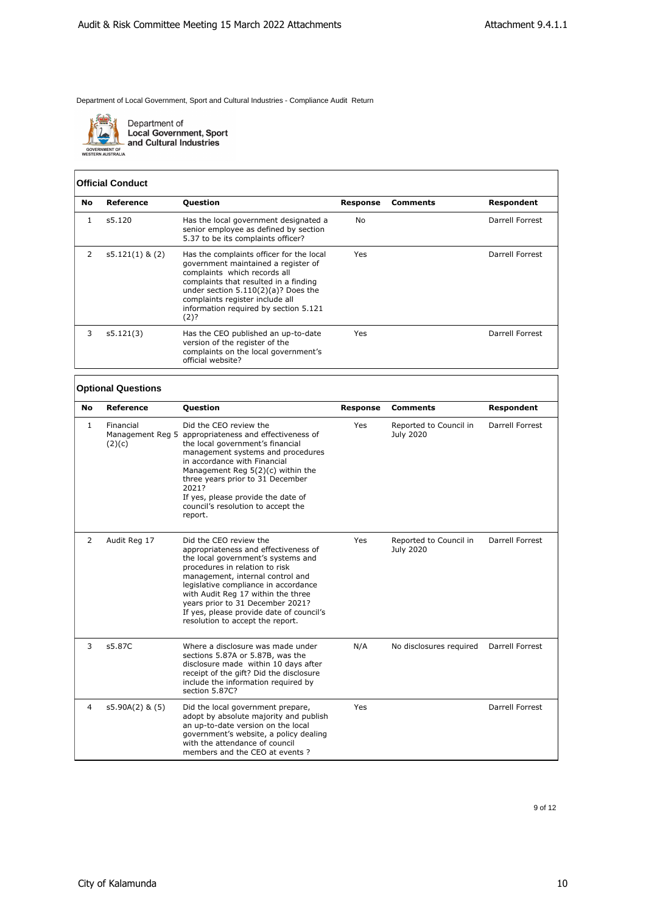Department of Local Government, Sport and Cultural Industries - Compliance Audit Return

Department of Local Government, Sport and Cultural Industries

### Official Conduct

| No | Reference | Question | Response | Comments | Respondent |
|---|---|---|---|---|---|
| 1 | s5.120 | Has the local government designated a senior employee as defined by section 5.37 to be its complaints officer? | No | | Darrell Forrest |
| 2 | s5.121(1) & (2) | Has the complaints officer for the local government maintained a register of complaints which records all complaints that resulted in a finding under section 5.110(2)(a)? Does the complaints register include all information required by section 5.121 (2)? | Yes | | Darrell Forrest |
| 3 | s5.121(3) | Has the CEO published an up-to-date version of the register of the complaints on the local government's official website? | Yes | | Darrell Forrest |

### Optional Questions

| No | Reference | Question | Response | Comments | Respondent |
|---|---|---|---|---|---|
| 1 | Financial Management Reg 5 (2)(c) | Did the CEO review the appropriateness and effectiveness of the local government's financial management systems and procedures in accordance with Financial Management Reg 5(2)(c) within the three years prior to 31 December 2021? If yes, please provide the date of council's resolution to accept the report. | Yes | Reported to Council in July 2020 | Darrell Forrest |
| 2 | Audit Reg 17 | Did the CEO review the appropriateness and effectiveness of the local government's systems and procedures in relation to risk management, internal control and legislative compliance in accordance with Audit Reg 17 within the three years prior to 31 December 2021? If yes, please provide date of council's resolution to accept the report. | Yes | Reported to Council in July 2020 | Darrell Forrest |
| 3 | s5.87C | Where a disclosure was made under sections 5.87A or 5.87B, was the disclosure made within 10 days after receipt of the gift? Did the disclosure include the information required by section 5.87C? | N/A | No disclosures required | Darrell Forrest |
| 4 | s5.90A(2) & (5) | Did the local government prepare, adopt by absolute majority and publish an up-to-date version on the local government's website, a policy dealing with the attendance of council members and the CEO at events ? | Yes | | Darrell Forrest |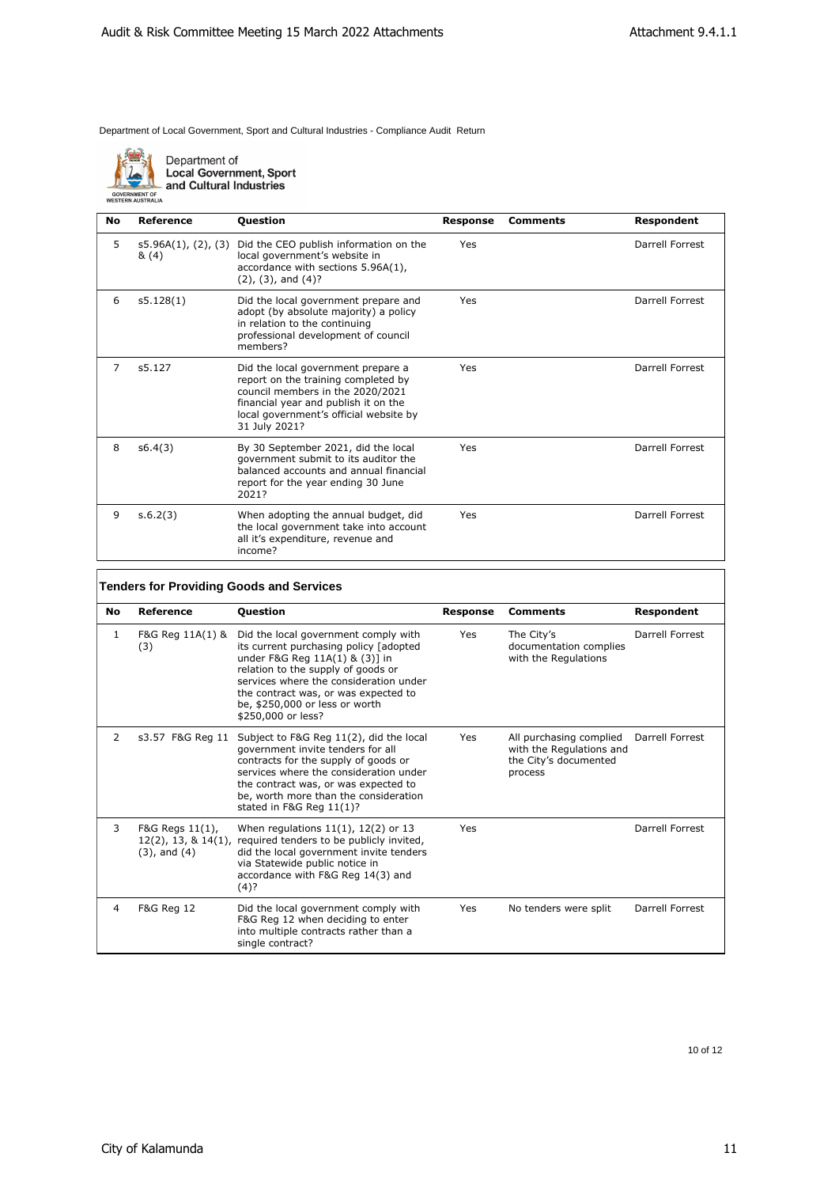Department of Local Government, Sport and Cultural Industries - Compliance Audit Return

Department of
**Local Government, Sport and Cultural Industries**

GOVERNMENT OF WESTERN AUSTRALIA

| No | Reference | Question | Response | Comments | Respondent |
|---|---|---|---|---|---|
| 5 | s5.96A(1), (2), (3) & (4) | Did the CEO publish information on the local government's website in accordance with sections 5.96A(1), (2), (3), and (4)? | Yes | | Darrell Forrest |
| 6 | s5.128(1) | Did the local government prepare and adopt (by absolute majority) a policy in relation to the continuing professional development of council members? | Yes | | Darrell Forrest |
| 7 | s5.127 | Did the local government prepare a report on the training completed by council members in the 2020/2021 financial year and publish it on the local government's official website by 31 July 2021? | Yes | | Darrell Forrest |
| 8 | s6.4(3) | By 30 September 2021, did the local government submit to its auditor the balanced accounts and annual financial report for the year ending 30 June 2021? | Yes | | Darrell Forrest |
| 9 | s.6.2(3) | When adopting the annual budget, did the local government take into account all it's expenditure, revenue and income? | Yes | | Darrell Forrest |

**Tenders for Providing Goods and Services**

| No | Reference | Question | Response | Comments | Respondent |
|---|---|---|---|---|---|
| 1 | F&G Reg 11A(1) & (3) | Did the local government comply with its current purchasing policy [adopted under F&G Reg 11A(1) & (3)] in relation to the supply of goods or services where the consideration under the contract was, or was expected to be, $250,000 or less or worth $250,000 or less? | Yes | The City's documentation complies with the Regulations | Darrell Forrest |
| 2 | s3.57 F&G Reg 11 | Subject to F&G Reg 11(2), did the local government invite tenders for all contracts for the supply of goods or services where the consideration under the contract was, or was expected to be, worth more than the consideration stated in F&G Reg 11(1)? | Yes | All purchasing complied with the Regulations and the City's documented process | Darrell Forrest |
| 3 | F&G Regs 11(1), 12(2), 13, & 14(1), (3), and (4) | When regulations 11(1), 12(2) or 13 required tenders to be publicly invited, did the local government invite tenders via Statewide public notice in accordance with F&G Reg 14(3) and (4)? | Yes | | Darrell Forrest |
| 4 | F&G Reg 12 | Did the local government comply with F&G Reg 12 when deciding to enter into multiple contracts rather than a single contract? | Yes | No tenders were split | Darrell Forrest |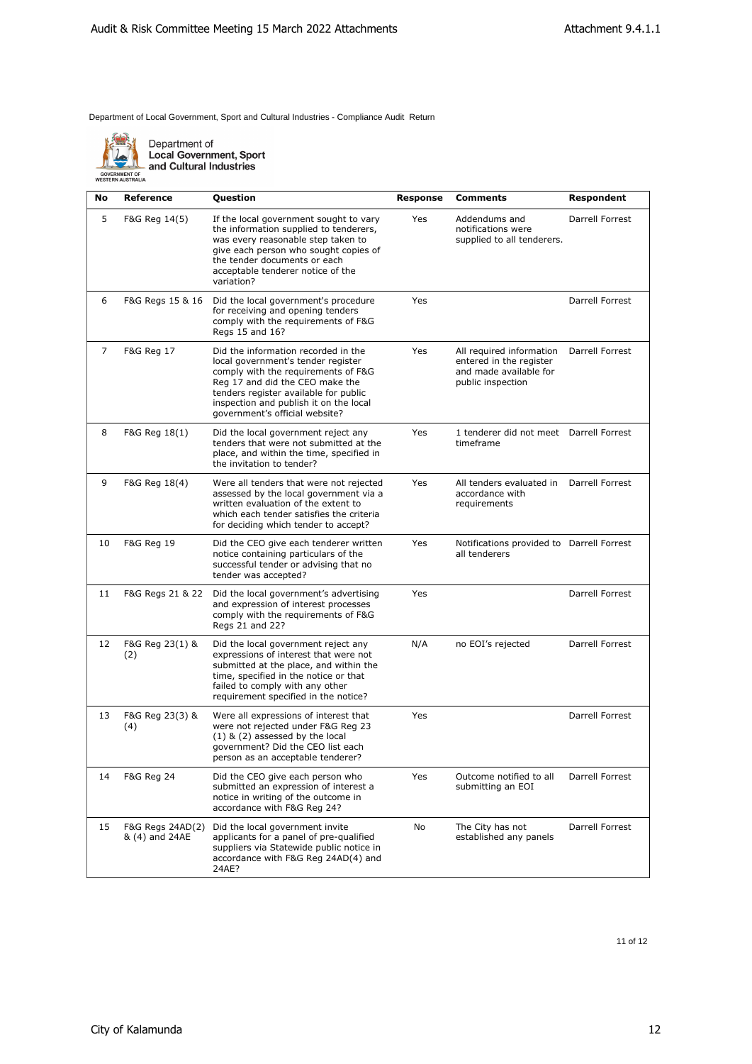Department of Local Government, Sport and Cultural Industries - Compliance Audit Return

Department of
**Local Government, Sport and Cultural Industries**

GOVERNMENT OF WESTERN AUSTRALIA

| No | Reference | Question | Response | Comments | Respondent |
|---|---|---|---|---|---|
| 5 | F&G Reg 14(5) | If the local government sought to vary the information supplied to tenderers, was every reasonable step taken to give each person who sought copies of the tender documents or each acceptable tenderer notice of the variation? | Yes | Addendums and notifications were supplied to all tenderers. | Darrell Forrest |
| 6 | F&G Regs 15 & 16 | Did the local government's procedure for receiving and opening tenders comply with the requirements of F&G Regs 15 and 16? | Yes | | Darrell Forrest |
| 7 | F&G Reg 17 | Did the information recorded in the local government's tender register comply with the requirements of F&G Reg 17 and did the CEO make the tenders register available for public inspection and publish it on the local government's official website? | Yes | All required information entered in the register and made available for public inspection | Darrell Forrest |
| 8 | F&G Reg 18(1) | Did the local government reject any tenders that were not submitted at the place, and within the time, specified in the invitation to tender? | Yes | 1 tenderer did not meet timeframe | Darrell Forrest |
| 9 | F&G Reg 18(4) | Were all tenders that were not rejected assessed by the local government via a written evaluation of the extent to which each tender satisfies the criteria for deciding which tender to accept? | Yes | All tenders evaluated in accordance with requirements | Darrell Forrest |
| 10 | F&G Reg 19 | Did the CEO give each tenderer written notice containing particulars of the successful tender or advising that no tender was accepted? | Yes | Notifications provided to all tenderers | Darrell Forrest |
| 11 | F&G Regs 21 & 22 | Did the local government's advertising and expression of interest processes comply with the requirements of F&G Regs 21 and 22? | Yes | | Darrell Forrest |
| 12 | F&G Reg 23(1) & (2) | Did the local government reject any expressions of interest that were not submitted at the place, and within the time, specified in the notice or that failed to comply with any other requirement specified in the notice? | N/A | no EOI's rejected | Darrell Forrest |
| 13 | F&G Reg 23(3) & (4) | Were all expressions of interest that were not rejected under F&G Reg 23 (1) & (2) assessed by the local government? Did the CEO list each person as an acceptable tenderer? | Yes | | Darrell Forrest |
| 14 | F&G Reg 24 | Did the CEO give each person who submitted an expression of interest a notice in writing of the outcome in accordance with F&G Reg 24? | Yes | Outcome notified to all submitting an EOI | Darrell Forrest |
| 15 | F&G Regs 24AD(2) & (4) and 24AE | Did the local government invite applicants for a panel of pre-qualified suppliers via Statewide public notice in accordance with F&G Reg 24AD(4) and 24AE? | No | The City has not established any panels | Darrell Forrest |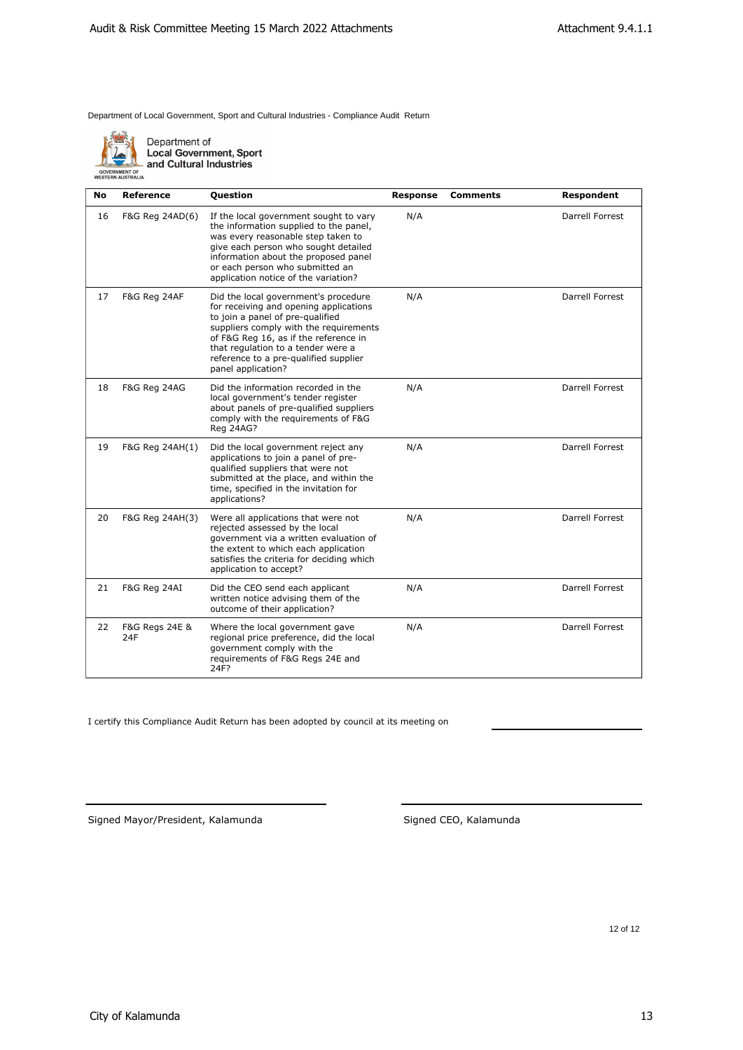Department of Local Government, Sport and Cultural Industries - Compliance Audit Return

Department of
**Local Government, Sport and Cultural Industries**

GOVERNMENT OF WESTERN AUSTRALIA

| No | Reference | Question | Response | Comments | Respondent |
|---|---|---|---|---|---|
| 16 | F&G Reg 24AD(6) | If the local government sought to vary the information supplied to the panel, was every reasonable step taken to give each person who sought detailed information about the proposed panel or each person who submitted an application notice of the variation? | N/A | | Darrell Forrest |
| 17 | F&G Reg 24AF | Did the local government's procedure for receiving and opening applications to join a panel of pre-qualified suppliers comply with the requirements of F&G Reg 16, as if the reference in that regulation to a tender were a reference to a pre-qualified supplier panel application? | N/A | | Darrell Forrest |
| 18 | F&G Reg 24AG | Did the information recorded in the local government's tender register about panels of pre-qualified suppliers comply with the requirements of F&G Reg 24AG? | N/A | | Darrell Forrest |
| 19 | F&G Reg 24AH(1) | Did the local government reject any applications to join a panel of pre-qualified suppliers that were not submitted at the place, and within the time, specified in the invitation for applications? | N/A | | Darrell Forrest |
| 20 | F&G Reg 24AH(3) | Were all applications that were not rejected assessed by the local government via a written evaluation of the extent to which each application satisfies the criteria for deciding which application to accept? | N/A | | Darrell Forrest |
| 21 | F&G Reg 24AI | Did the CEO send each applicant written notice advising them of the outcome of their application? | N/A | | Darrell Forrest |
| 22 | F&G Regs 24E & 24F | Where the local government gave regional price preference, did the local government comply with the requirements of F&G Regs 24E and 24F? | N/A | | Darrell Forrest |

I certify this Compliance Audit Return has been adopted by council at its meeting on ____________________

____________________
Signed Mayor/President, Kalamunda

____________________
Signed CEO, Kalamunda